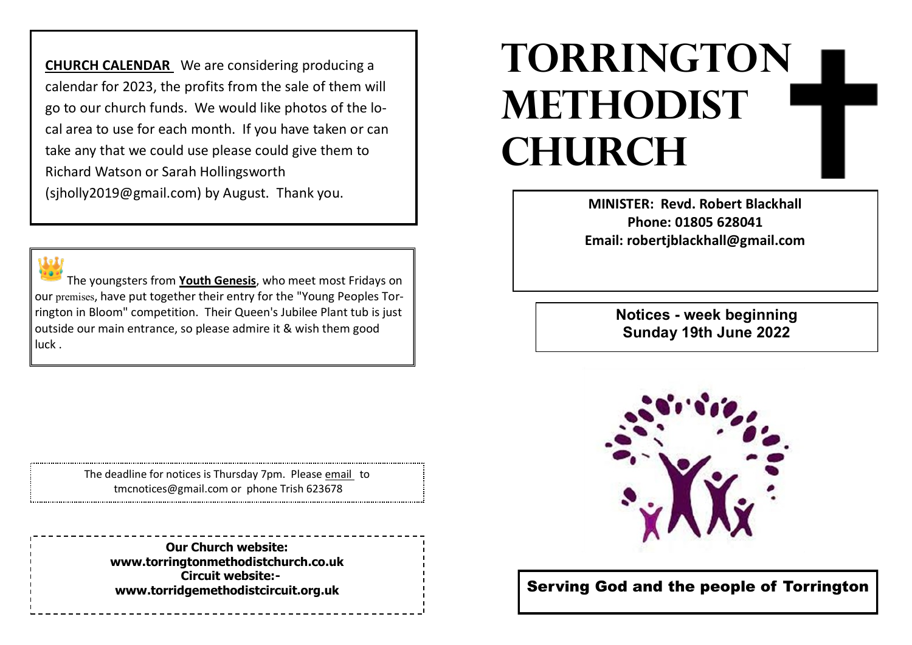**CHURCH CALENDAR** We are considering producing a calendar for 2023, the profits from the sale of them will go to our church funds. We would like photos of the local area to use for each month. If you have taken or can take any that we could use please could give them to Richard Watson or Sarah Hollingsworth (sjholly2019@gmail.com) by August. Thank you.

The youngsters from **Youth Genesis**, who meet most Fridays on our premises, have put together their entry for the "Young Peoples Torrington in Bloom" competition. Their Queen's Jubilee Plant tub is just outside our main entrance, so please admire it & wish them good luck .

The deadline for notices is Thursday 7pm. Please email to tmcnotices@gmail.com or phone Trish 623678

**Our Church website:**
**www.torringtonmethodistchurch.co.uk**
**Circuit website:-**
**www.torridgemethodistcircuit.org.uk**

# TORRINGTON METHODIST CHURCH

**MINISTER: Revd. Robert Blackhall**
**Phone: 01805 628041**
**Email: robertjblackhall@gmail.com**

**Notices - week beginning Sunday 19th June 2022**

**Serving God and the people of Torrington**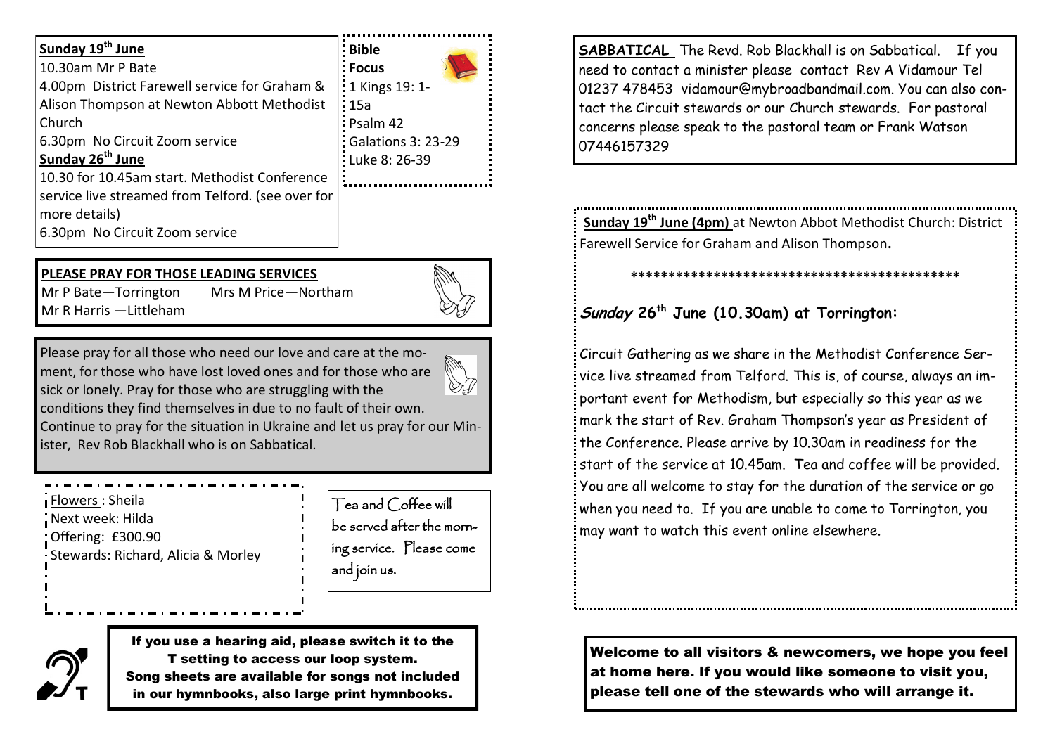**Sunday 19th June**

10.30am Mr P Bate

4.00pm District Farewell service for Graham & Alison Thompson at Newton Abbott Methodist Church

6.30pm No Circuit Zoom service

**Sunday 26th June**

10.30 for 10.45am start. Methodist Conference service live streamed from Telford. (see over for more details)

6.30pm No Circuit Zoom service

**Bible Focus**

1 Kings 19: 1-15a

Psalm 42

Galations 3: 23-29

Luke 8: 26-39

**PLEASE PRAY FOR THOSE LEADING SERVICES**

Mr P Bate—Torrington Mrs M Price—Northam

Mr R Harris —Littleham

Please pray for all those who need our love and care at the moment, for those who have lost loved ones and for those who are sick or lonely. Pray for those who are struggling with the conditions they find themselves in due to no fault of their own. Continue to pray for the situation in Ukraine and let us pray for our Minister, Rev Rob Blackhall who is on Sabbatical.

Flowers : Sheila

Next week: Hilda

Offering: £300.90

Stewards: Richard, Alicia & Morley

Tea and Coffee will be served after the morning service. Please come and join us.

**If you use a hearing aid, please switch it to the T setting to access our loop system. Song sheets are available for songs not included in our hymnbooks, also large print hymnbooks.**

**SABBATICAL** The Revd. Rob Blackhall is on Sabbatical. If you need to contact a minister please contact Rev A Vidamour Tel 01237 478453 vidamour@mybroadbandmail.com. You can also contact the Circuit stewards or our Church stewards. For pastoral concerns please speak to the pastoral team or Frank Watson 07446157329

**Sunday 19th June (4pm)** at Newton Abbot Methodist Church: District Farewell Service for Graham and Alison Thompson**.**

*********************************************

***Sunday* 26th June (10.30am) at Torrington:**

Circuit Gathering as we share in the Methodist Conference Service live streamed from Telford. This is, of course, always an important event for Methodism, but especially so this year as we mark the start of Rev. Graham Thompson's year as President of the Conference. Please arrive by 10.30am in readiness for the start of the service at 10.45am. Tea and coffee will be provided. You are all welcome to stay for the duration of the service or go when you need to. If you are unable to come to Torrington, you may want to watch this event online elsewhere.

**Welcome to all visitors & newcomers, we hope you feel at home here. If you would like someone to visit you, please tell one of the stewards who will arrange it.**